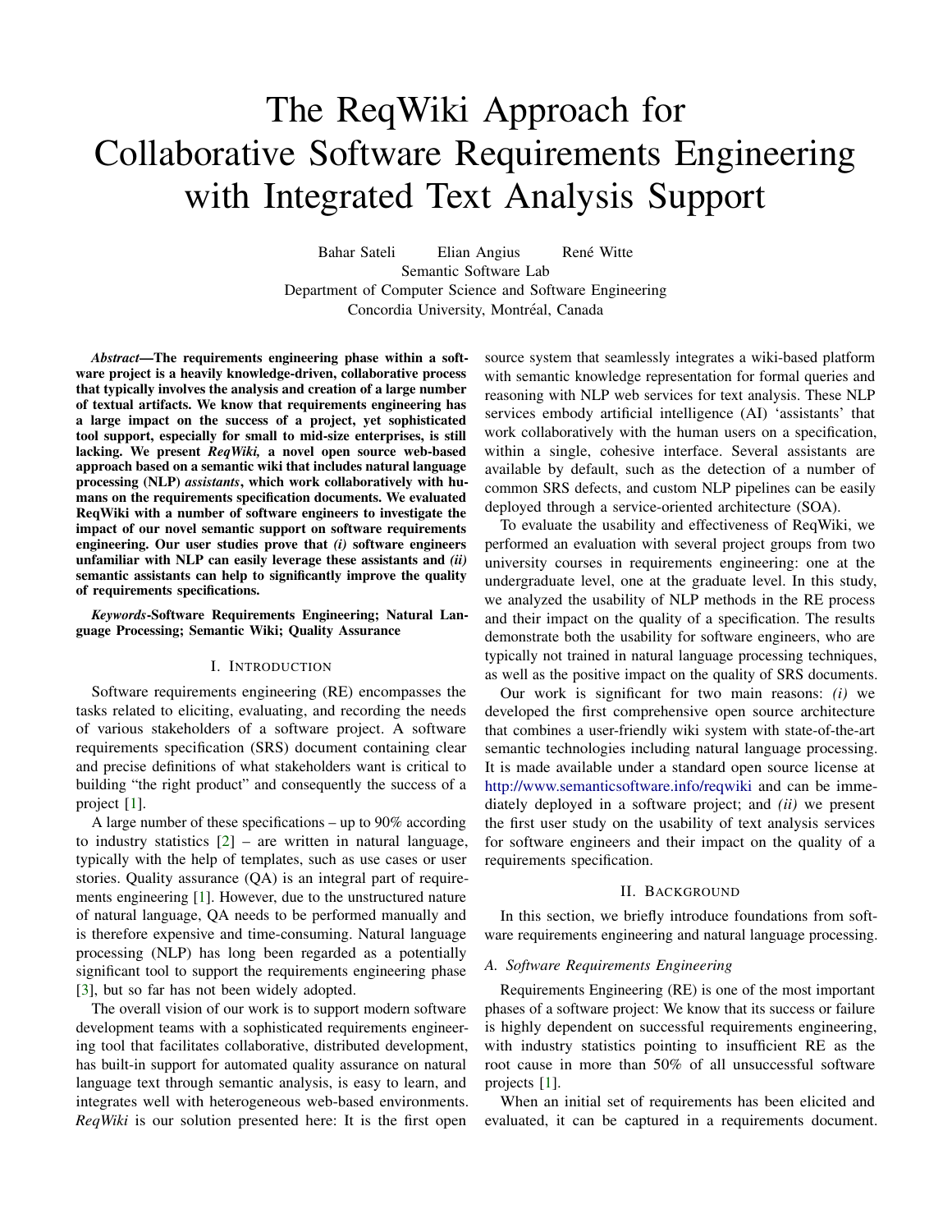# The ReqWiki Approach for Collaborative Software Requirements Engineering with Integrated Text Analysis Support

Bahar Sateli  Elian Angius  René Witte
Semantic Software Lab
Department of Computer Science and Software Engineering
Concordia University, Montréal, Canada

***Abstract*—The requirements engineering phase within a software project is a heavily knowledge-driven, collaborative process that typically involves the analysis and creation of a large number of textual artifacts. We know that requirements engineering has a large impact on the success of a project, yet sophisticated tool support, especially for small to mid-size enterprises, is still lacking. We present *ReqWiki,* a novel open source web-based approach based on a semantic wiki that includes natural language processing (NLP) *assistants*, which work collaboratively with humans on the requirements specification documents. We evaluated ReqWiki with a number of software engineers to investigate the impact of our novel semantic support on software requirements engineering. Our user studies prove that *(i)* software engineers unfamiliar with NLP can easily leverage these assistants and *(ii)* semantic assistants can help to significantly improve the quality of requirements specifications.**

***Keywords*-Software Requirements Engineering; Natural Language Processing; Semantic Wiki; Quality Assurance**

## I. Introduction

Software requirements engineering (RE) encompasses the tasks related to eliciting, evaluating, and recording the needs of various stakeholders of a software project. A software requirements specification (SRS) document containing clear and precise definitions of what stakeholders want is critical to building "the right product" and consequently the success of a project [1].

A large number of these specifications – up to 90% according to industry statistics [2] – are written in natural language, typically with the help of templates, such as use cases or user stories. Quality assurance (QA) is an integral part of requirements engineering [1]. However, due to the unstructured nature of natural language, QA needs to be performed manually and is therefore expensive and time-consuming. Natural language processing (NLP) has long been regarded as a potentially significant tool to support the requirements engineering phase [3], but so far has not been widely adopted.

The overall vision of our work is to support modern software development teams with a sophisticated requirements engineering tool that facilitates collaborative, distributed development, has built-in support for automated quality assurance on natural language text through semantic analysis, is easy to learn, and integrates well with heterogeneous web-based environments. *ReqWiki* is our solution presented here: It is the first open source system that seamlessly integrates a wiki-based platform with semantic knowledge representation for formal queries and reasoning with NLP web services for text analysis. These NLP services embody artificial intelligence (AI) 'assistants' that work collaboratively with the human users on a specification, within a single, cohesive interface. Several assistants are available by default, such as the detection of a number of common SRS defects, and custom NLP pipelines can be easily deployed through a service-oriented architecture (SOA).

To evaluate the usability and effectiveness of ReqWiki, we performed an evaluation with several project groups from two university courses in requirements engineering: one at the undergraduate level, one at the graduate level. In this study, we analyzed the usability of NLP methods in the RE process and their impact on the quality of a specification. The results demonstrate both the usability for software engineers, who are typically not trained in natural language processing techniques, as well as the positive impact on the quality of SRS documents.

Our work is significant for two main reasons: *(i)* we developed the first comprehensive open source architecture that combines a user-friendly wiki system with state-of-the-art semantic technologies including natural language processing. It is made available under a standard open source license at http://www.semanticsoftware.info/reqwiki and can be immediately deployed in a software project; and *(ii)* we present the first user study on the usability of text analysis services for software engineers and their impact on the quality of a requirements specification.

## II. Background

In this section, we briefly introduce foundations from software requirements engineering and natural language processing.

### A. Software Requirements Engineering

Requirements Engineering (RE) is one of the most important phases of a software project: We know that its success or failure is highly dependent on successful requirements engineering, with industry statistics pointing to insufficient RE as the root cause in more than 50% of all unsuccessful software projects [1].

When an initial set of requirements has been elicited and evaluated, it can be captured in a requirements document.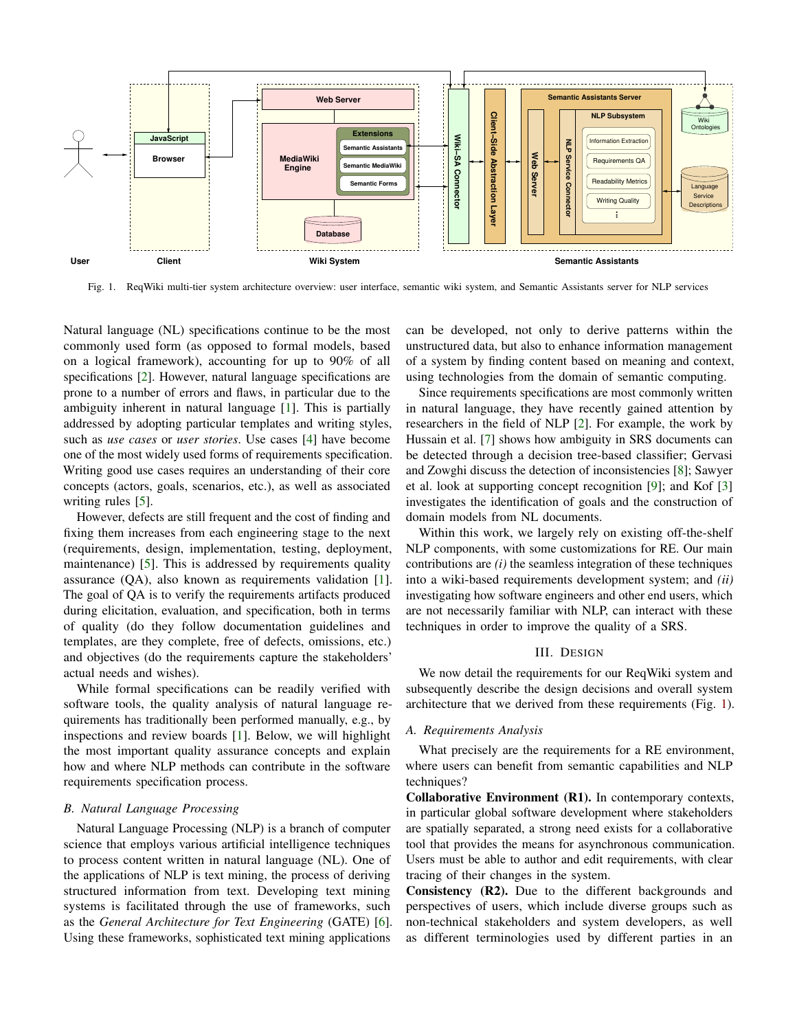Fig. 1. ReqWiki multi-tier system architecture overview: user interface, semantic wiki system, and Semantic Assistants server for NLP services

Natural language (NL) specifications continue to be the most commonly used form (as opposed to formal models, based on a logical framework), accounting for up to 90% of all specifications [2]. However, natural language specifications are prone to a number of errors and flaws, in particular due to the ambiguity inherent in natural language [1]. This is partially addressed by adopting particular templates and writing styles, such as *use cases* or *user stories*. Use cases [4] have become one of the most widely used forms of requirements specification. Writing good use cases requires an understanding of their core concepts (actors, goals, scenarios, etc.), as well as associated writing rules [5].

However, defects are still frequent and the cost of finding and fixing them increases from each engineering stage to the next (requirements, design, implementation, testing, deployment, maintenance) [5]. This is addressed by requirements quality assurance (QA), also known as requirements validation [1]. The goal of QA is to verify the requirements artifacts produced during elicitation, evaluation, and specification, both in terms of quality (do they follow documentation guidelines and templates, are they complete, free of defects, omissions, etc.) and objectives (do the requirements capture the stakeholders' actual needs and wishes).

While formal specifications can be readily verified with software tools, the quality analysis of natural language requirements has traditionally been performed manually, e.g., by inspections and review boards [1]. Below, we will highlight the most important quality assurance concepts and explain how and where NLP methods can contribute in the software requirements specification process.

### B. Natural Language Processing

Natural Language Processing (NLP) is a branch of computer science that employs various artificial intelligence techniques to process content written in natural language (NL). One of the applications of NLP is text mining, the process of deriving structured information from text. Developing text mining systems is facilitated through the use of frameworks, such as the *General Architecture for Text Engineering* (GATE) [6]. Using these frameworks, sophisticated text mining applications can be developed, not only to derive patterns within the unstructured data, but also to enhance information management of a system by finding content based on meaning and context, using technologies from the domain of semantic computing.

Since requirements specifications are most commonly written in natural language, they have recently gained attention by researchers in the field of NLP [2]. For example, the work by Hussain et al. [7] shows how ambiguity in SRS documents can be detected through a decision tree-based classifier; Gervasi and Zowghi discuss the detection of inconsistencies [8]; Sawyer et al. look at supporting concept recognition [9]; and Kof [3] investigates the identification of goals and the construction of domain models from NL documents.

Within this work, we largely rely on existing off-the-shelf NLP components, with some customizations for RE. Our main contributions are *(i)* the seamless integration of these techniques into a wiki-based requirements development system; and *(ii)* investigating how software engineers and other end users, which are not necessarily familiar with NLP, can interact with these techniques in order to improve the quality of a SRS.

## III. Design

We now detail the requirements for our ReqWiki system and subsequently describe the design decisions and overall system architecture that we derived from these requirements (Fig. 1).

### A. Requirements Analysis

What precisely are the requirements for a RE environment, where users can benefit from semantic capabilities and NLP techniques?

**Collaborative Environment (R1).** In contemporary contexts, in particular global software development where stakeholders are spatially separated, a strong need exists for a collaborative tool that provides the means for asynchronous communication. Users must be able to author and edit requirements, with clear tracing of their changes in the system.

**Consistency (R2).** Due to the different backgrounds and perspectives of users, which include diverse groups such as non-technical stakeholders and system developers, as well as different terminologies used by different parties in an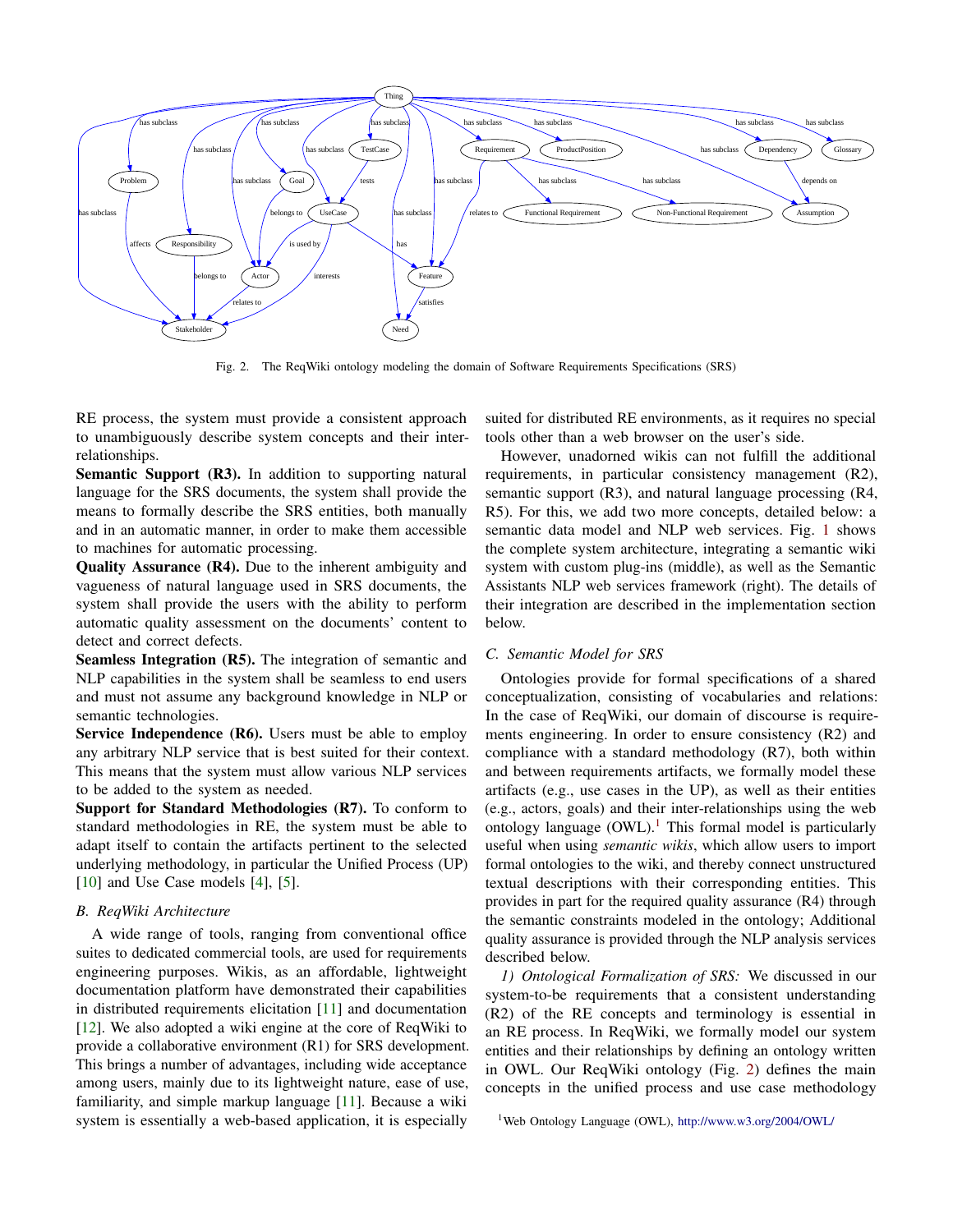Fig. 2. The ReqWiki ontology modeling the domain of Software Requirements Specifications (SRS)

RE process, the system must provide a consistent approach to unambiguously describe system concepts and their interrelationships.

**Semantic Support (R3).** In addition to supporting natural language for the SRS documents, the system shall provide the means to formally describe the SRS entities, both manually and in an automatic manner, in order to make them accessible to machines for automatic processing.

**Quality Assurance (R4).** Due to the inherent ambiguity and vagueness of natural language used in SRS documents, the system shall provide the users with the ability to perform automatic quality assessment on the documents' content to detect and correct defects.

**Seamless Integration (R5).** The integration of semantic and NLP capabilities in the system shall be seamless to end users and must not assume any background knowledge in NLP or semantic technologies.

**Service Independence (R6).** Users must be able to employ any arbitrary NLP service that is best suited for their context. This means that the system must allow various NLP services to be added to the system as needed.

**Support for Standard Methodologies (R7).** To conform to standard methodologies in RE, the system must be able to adapt itself to contain the artifacts pertinent to the selected underlying methodology, in particular the Unified Process (UP) [10] and Use Case models [4], [5].

### B. ReqWiki Architecture

A wide range of tools, ranging from conventional office suites to dedicated commercial tools, are used for requirements engineering purposes. Wikis, as an affordable, lightweight documentation platform have demonstrated their capabilities in distributed requirements elicitation [11] and documentation [12]. We also adopted a wiki engine at the core of ReqWiki to provide a collaborative environment (R1) for SRS development. This brings a number of advantages, including wide acceptance among users, mainly due to its lightweight nature, ease of use, familiarity, and simple markup language [11]. Because a wiki system is essentially a web-based application, it is especially suited for distributed RE environments, as it requires no special tools other than a web browser on the user's side.

However, unadorned wikis can not fulfill the additional requirements, in particular consistency management (R2), semantic support (R3), and natural language processing (R4, R5). For this, we add two more concepts, detailed below: a semantic data model and NLP web services. Fig. 1 shows the complete system architecture, integrating a semantic wiki system with custom plug-ins (middle), as well as the Semantic Assistants NLP web services framework (right). The details of their integration are described in the implementation section below.

### C. Semantic Model for SRS

Ontologies provide for formal specifications of a shared conceptualization, consisting of vocabularies and relations: In the case of ReqWiki, our domain of discourse is requirements engineering. In order to ensure consistency (R2) and compliance with a standard methodology (R7), both within and between requirements artifacts, we formally model these artifacts (e.g., use cases in the UP), as well as their entities (e.g., actors, goals) and their inter-relationships using the web ontology language (OWL).[1] This formal model is particularly useful when using *semantic wikis*, which allow users to import formal ontologies to the wiki, and thereby connect unstructured textual descriptions with their corresponding entities. This provides in part for the required quality assurance (R4) through the semantic constraints modeled in the ontology; Additional quality assurance is provided through the NLP analysis services described below.

*1) Ontological Formalization of SRS:* We discussed in our system-to-be requirements that a consistent understanding (R2) of the RE concepts and terminology is essential in an RE process. In ReqWiki, we formally model our system entities and their relationships by defining an ontology written in OWL. Our ReqWiki ontology (Fig. 2) defines the main concepts in the unified process and use case methodology

[1] Web Ontology Language (OWL), http://www.w3.org/2004/OWL/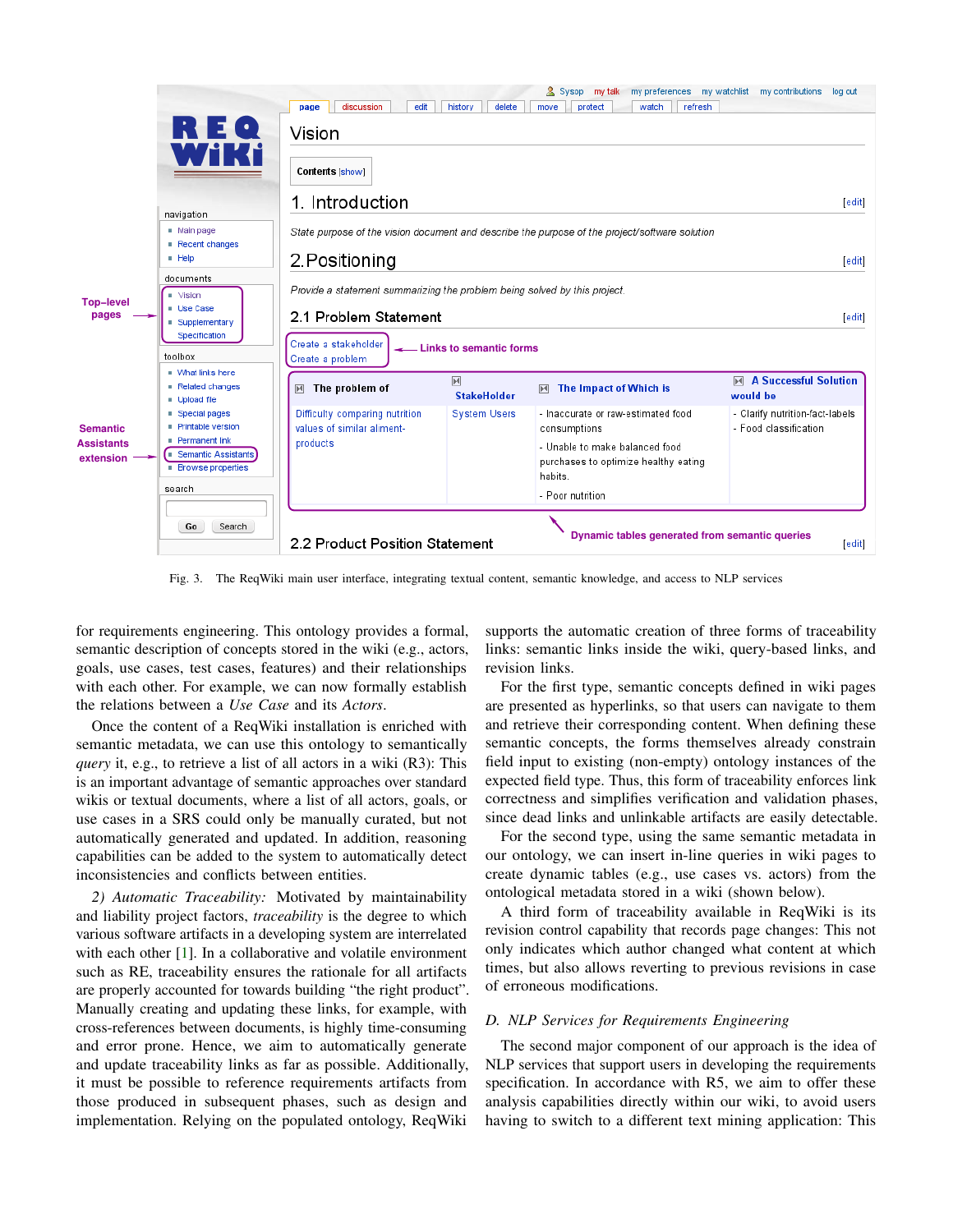Fig. 3. The ReqWiki main user interface, integrating textual content, semantic knowledge, and access to NLP services

for requirements engineering. This ontology provides a formal, semantic description of concepts stored in the wiki (e.g., actors, goals, use cases, test cases, features) and their relationships with each other. For example, we can now formally establish the relations between a *Use Case* and its *Actors*.

Once the content of a ReqWiki installation is enriched with semantic metadata, we can use this ontology to semantically *query* it, e.g., to retrieve a list of all actors in a wiki (R3): This is an important advantage of semantic approaches over standard wikis or textual documents, where a list of all actors, goals, or use cases in a SRS could only be manually curated, but not automatically generated and updated. In addition, reasoning capabilities can be added to the system to automatically detect inconsistencies and conflicts between entities.

*2) Automatic Traceability:* Motivated by maintainability and liability project factors, *traceability* is the degree to which various software artifacts in a developing system are interrelated with each other [1]. In a collaborative and volatile environment such as RE, traceability ensures the rationale for all artifacts are properly accounted for towards building "the right product". Manually creating and updating these links, for example, with cross-references between documents, is highly time-consuming and error prone. Hence, we aim to automatically generate and update traceability links as far as possible. Additionally, it must be possible to reference requirements artifacts from those produced in subsequent phases, such as design and implementation. Relying on the populated ontology, ReqWiki supports the automatic creation of three forms of traceability links: semantic links inside the wiki, query-based links, and revision links.

For the first type, semantic concepts defined in wiki pages are presented as hyperlinks, so that users can navigate to them and retrieve their corresponding content. When defining these semantic concepts, the forms themselves already constrain field input to existing (non-empty) ontology instances of the expected field type. Thus, this form of traceability enforces link correctness and simplifies verification and validation phases, since dead links and unlinkable artifacts are easily detectable.

For the second type, using the same semantic metadata in our ontology, we can insert in-line queries in wiki pages to create dynamic tables (e.g., use cases vs. actors) from the ontological metadata stored in a wiki (shown below).

A third form of traceability available in ReqWiki is its revision control capability that records page changes: This not only indicates which author changed what content at which times, but also allows reverting to previous revisions in case of erroneous modifications.

### D. NLP Services for Requirements Engineering

The second major component of our approach is the idea of NLP services that support users in developing the requirements specification. In accordance with R5, we aim to offer these analysis capabilities directly within our wiki, to avoid users having to switch to a different text mining application: This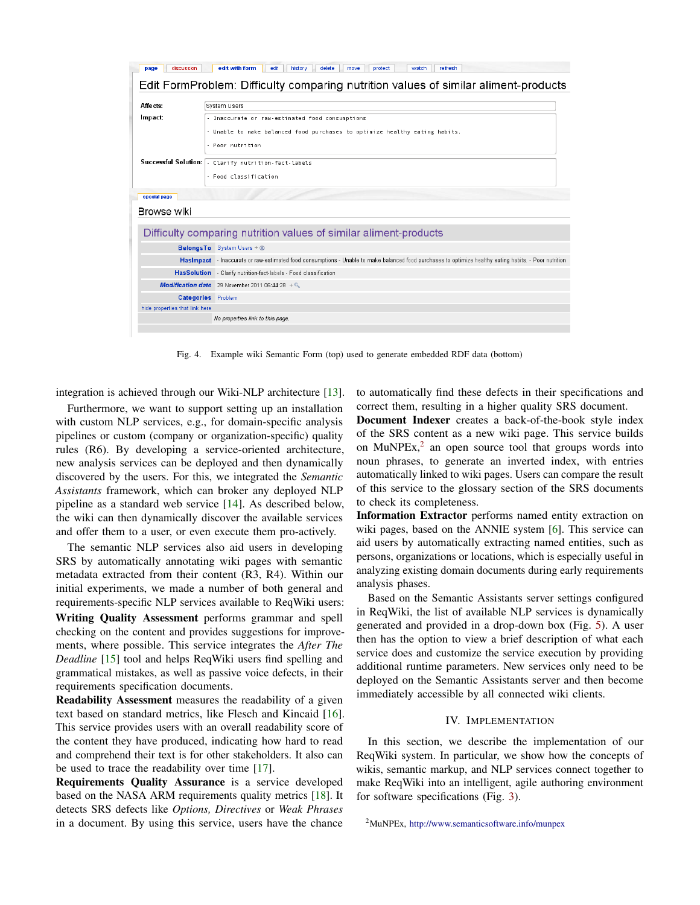Fig. 4. Example wiki Semantic Form (top) used to generate embedded RDF data (bottom)

integration is achieved through our Wiki-NLP architecture [13].

Furthermore, we want to support setting up an installation with custom NLP services, e.g., for domain-specific analysis pipelines or custom (company or organization-specific) quality rules (R6). By developing a service-oriented architecture, new analysis services can be deployed and then dynamically discovered by the users. For this, we integrated the *Semantic Assistants* framework, which can broker any deployed NLP pipeline as a standard web service [14]. As described below, the wiki can then dynamically discover the available services and offer them to a user, or even execute them pro-actively.

The semantic NLP services also aid users in developing SRS by automatically annotating wiki pages with semantic metadata extracted from their content (R3, R4). Within our initial experiments, we made a number of both general and requirements-specific NLP services available to ReqWiki users:

**Writing Quality Assessment** performs grammar and spell checking on the content and provides suggestions for improvements, where possible. This service integrates the *After The Deadline* [15] tool and helps ReqWiki users find spelling and grammatical mistakes, as well as passive voice defects, in their requirements specification documents.

**Readability Assessment** measures the readability of a given text based on standard metrics, like Flesch and Kincaid [16]. This service provides users with an overall readability score of the content they have produced, indicating how hard to read and comprehend their text is for other stakeholders. It also can be used to trace the readability over time [17].

**Requirements Quality Assurance** is a service developed based on the NASA ARM requirements quality metrics [18]. It detects SRS defects like *Options, Directives* or *Weak Phrases* in a document. By using this service, users have the chance to automatically find these defects in their specifications and correct them, resulting in a higher quality SRS document.

**Document Indexer** creates a back-of-the-book style index of the SRS content as a new wiki page. This service builds on MuNPEx,[2] an open source tool that groups words into noun phrases, to generate an inverted index, with entries automatically linked to wiki pages. Users can compare the result of this service to the glossary section of the SRS documents to check its completeness.

**Information Extractor** performs named entity extraction on wiki pages, based on the ANNIE system [6]. This service can aid users by automatically extracting named entities, such as persons, organizations or locations, which is especially useful in analyzing existing domain documents during early requirements analysis phases.

Based on the Semantic Assistants server settings configured in ReqWiki, the list of available NLP services is dynamically generated and provided in a drop-down box (Fig. 5). A user then has the option to view a brief description of what each service does and customize the service execution by providing additional runtime parameters. New services only need to be deployed on the Semantic Assistants server and then become immediately accessible by all connected wiki clients.

## IV. Implementation

In this section, we describe the implementation of our ReqWiki system. In particular, we show how the concepts of wikis, semantic markup, and NLP services connect together to make ReqWiki into an intelligent, agile authoring environment for software specifications (Fig. 3).

[2] MuNPEx, http://www.semanticsoftware.info/munpex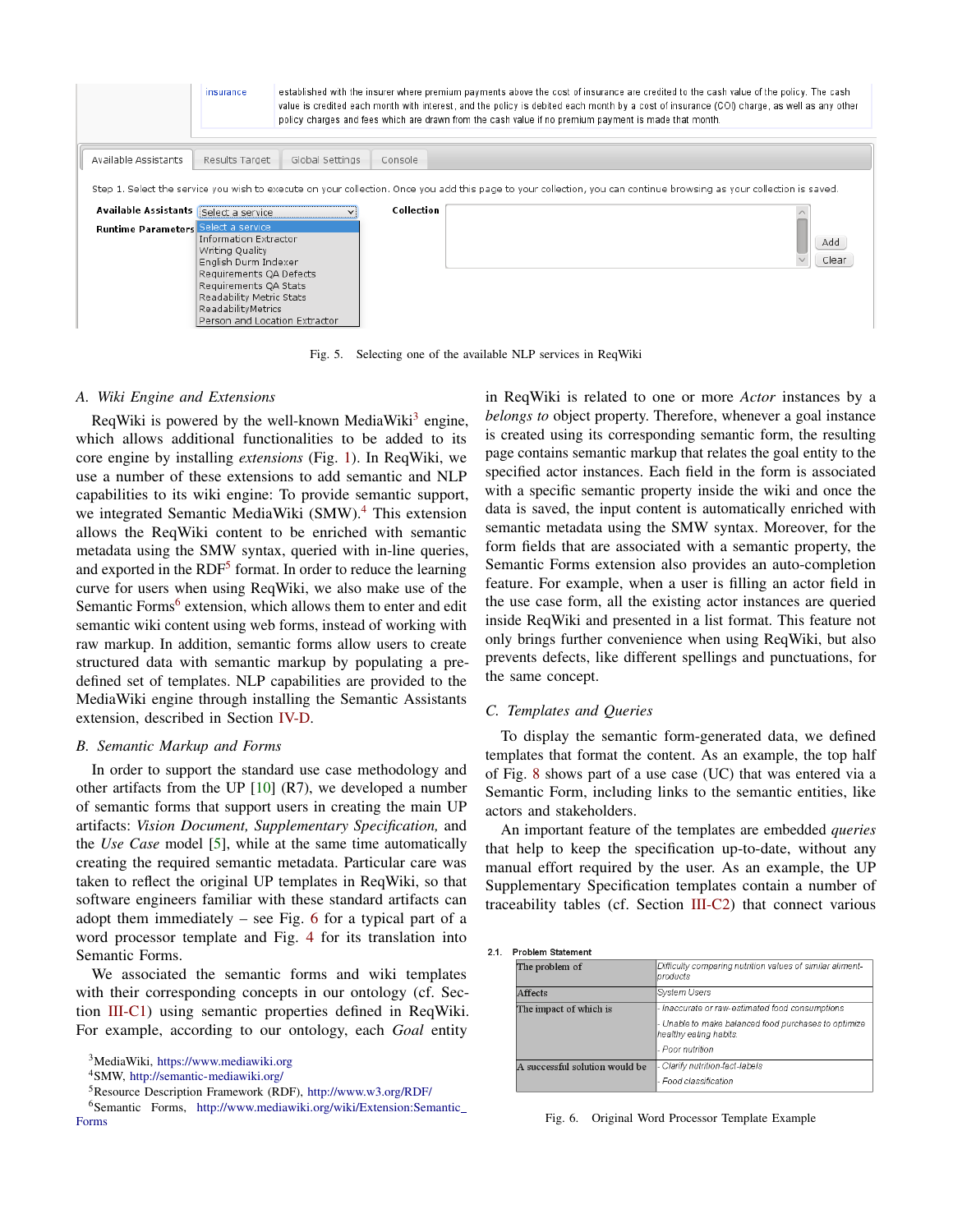| | insurance | established with the insurer where premium payments above the cost of insurance are credited to the cash value of the policy. The cash value is credited each month with interest, and the policy is debited each month by a cost of insurance (COI) charge, as well as any other policy charges and fees which are drawn from the cash value if no premium payment is made that month. |
|---|---|---|

Available Assistants | Results Target | Global Settings | Console

Step 1. Select the service you wish to execute on your collection. Once you add this page to your collection, you can continue browsing as your collection is saved.

**Available Assistants** Select a service
**Runtime Parameters**
- Select a service
- Information Extractor
- Writing Quality
- English Durm Indexer
- Requirements QA Defects
- Requirements QA Stats
- Readability Metric Stats
- ReadabilityMetrics
- Person and Location Extractor

**Collection**

Add
Clear

Fig. 5. Selecting one of the available NLP services in ReqWiki

### A. Wiki Engine and Extensions

ReqWiki is powered by the well-known MediaWiki[3] engine, which allows additional functionalities to be added to its core engine by installing *extensions* (Fig. 1). In ReqWiki, we use a number of these extensions to add semantic and NLP capabilities to its wiki engine: To provide semantic support, we integrated Semantic MediaWiki (SMW).[4] This extension allows the ReqWiki content to be enriched with semantic metadata using the SMW syntax, queried with in-line queries, and exported in the RDF[5] format. In order to reduce the learning curve for users when using ReqWiki, we also make use of the Semantic Forms[6] extension, which allows them to enter and edit semantic wiki content using web forms, instead of working with raw markup. In addition, semantic forms allow users to create structured data with semantic markup by populating a predefined set of templates. NLP capabilities are provided to the MediaWiki engine through installing the Semantic Assistants extension, described in Section IV-D.

### B. Semantic Markup and Forms

In order to support the standard use case methodology and other artifacts from the UP [10] (R7), we developed a number of semantic forms that support users in creating the main UP artifacts: *Vision Document, Supplementary Specification,* and the *Use Case* model [5], while at the same time automatically creating the required semantic metadata. Particular care was taken to reflect the original UP templates in ReqWiki, so that software engineers familiar with these standard artifacts can adopt them immediately – see Fig. 6 for a typical part of a word processor template and Fig. 4 for its translation into Semantic Forms.

We associated the semantic forms and wiki templates with their corresponding concepts in our ontology (cf. Section III-C1) using semantic properties defined in ReqWiki. For example, according to our ontology, each *Goal* entity in ReqWiki is related to one or more *Actor* instances by a *belongs to* object property. Therefore, whenever a goal instance is created using its corresponding semantic form, the resulting page contains semantic markup that relates the goal entity to the specified actor instances. Each field in the form is associated with a specific semantic property inside the wiki and once the data is saved, the input content is automatically enriched with semantic metadata using the SMW syntax. Moreover, for the form fields that are associated with a semantic property, the Semantic Forms extension also provides an auto-completion feature. For example, when a user is filling an actor field in the use case form, all the existing actor instances are queried inside ReqWiki and presented in a list format. This feature not only brings further convenience when using ReqWiki, but also prevents defects, like different spellings and punctuations, for the same concept.

### C. Templates and Queries

To display the semantic form-generated data, we defined templates that format the content. As an example, the top half of Fig. 8 shows part of a use case (UC) that was entered via a Semantic Form, including links to the semantic entities, like actors and stakeholders.

An important feature of the templates are embedded *queries* that help to keep the specification up-to-date, without any manual effort required by the user. As an example, the UP Supplementary Specification templates contain a number of traceability tables (cf. Section III-C2) that connect various

**2.1. Problem Statement**

| The problem of | Difficulty comparing nutrition values of similar aliment-products |
|---|---|
| Affects | System Users |
| The impact of which is | - Inaccurate or raw-estimated food consumptions<br>- Unable to make balanced food purchases to optimize healthy eating habits.<br>- Poor nutrition |
| A successful solution would be | - Clarify nutrition-fact-labels<br>- Food classification |

Fig. 6. Original Word Processor Template Example

[3] MediaWiki, https://www.mediawiki.org
[4] SMW, http://semantic-mediawiki.org/
[5] Resource Description Framework (RDF), http://www.w3.org/RDF/
[6] Semantic Forms, http://www.mediawiki.org/wiki/Extension:Semantic_Forms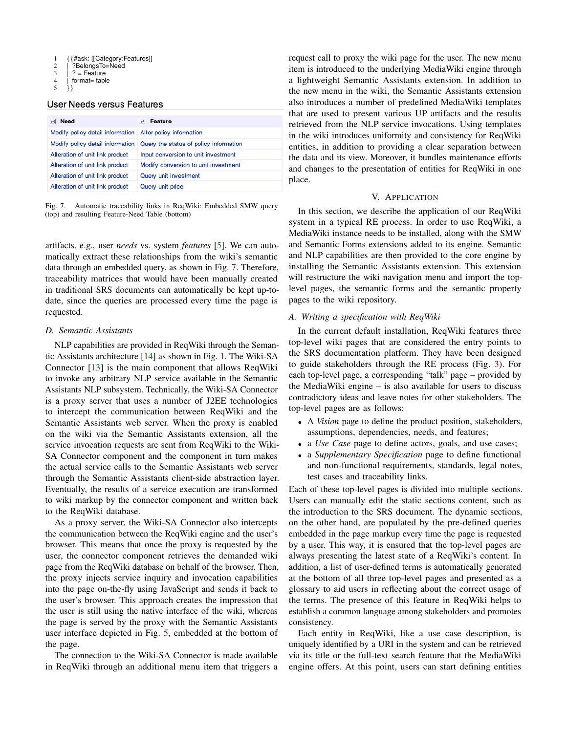```
1    {{#ask: [[Category:Features]]
2     | ?BelongsTo=Need
3     | ? = Feature
4     | format= table
5    }}
```

**User Needs versus Features**

| Need | Feature |
|---|---|
| Modify policy detail information | Alter policy information |
| Modify policy detail information | Query the status of policy information |
| Alteration of unit link product | Input conversion to unit investment |
| Alteration of unit link product | Modify conversion to unit investment |
| Alteration of unit link product | Query unit investment |
| Alteration of unit link product | Query unit price |

Fig. 7. Automatic traceability links in ReqWiki: Embedded SMW query (top) and resulting Feature-Need Table (bottom)

artifacts, e.g., user *needs* vs. system *features* [5]. We can automatically extract these relationships from the wiki's semantic data through an embedded query, as shown in Fig. 7. Therefore, traceability matrices that would have been manually created in traditional SRS documents can automatically be kept up-to-date, since the queries are processed every time the page is requested.

### D. Semantic Assistants

NLP capabilities are provided in ReqWiki through the Semantic Assistants architecture [14] as shown in Fig. 1. The Wiki-SA Connector [13] is the main component that allows ReqWiki to invoke any arbitrary NLP service available in the Semantic Assistants NLP subsystem. Technically, the Wiki-SA Connector is a proxy server that uses a number of J2EE technologies to intercept the communication between ReqWiki and the Semantic Assistants web server. When the proxy is enabled on the wiki via the Semantic Assistants extension, all the service invocation requests are sent from ReqWiki to the Wiki-SA Connector component and the component in turn makes the actual service calls to the Semantic Assistants web server through the Semantic Assistants client-side abstraction layer. Eventually, the results of a service execution are transformed to wiki markup by the connector component and written back to the ReqWiki database.

As a proxy server, the Wiki-SA Connector also intercepts the communication between the ReqWiki engine and the user's browser. This means that once the proxy is requested by the user, the connector component retrieves the demanded wiki page from the ReqWiki database on behalf of the browser. Then, the proxy injects service inquiry and invocation capabilities into the page on-the-fly using JavaScript and sends it back to the user's browser. This approach creates the impression that the user is still using the native interface of the wiki, whereas the page is served by the proxy with the Semantic Assistants user interface depicted in Fig. 5, embedded at the bottom of the page.

The connection to the Wiki-SA Connector is made available in ReqWiki through an additional menu item that triggers a request call to proxy the wiki page for the user. The new menu item is introduced to the underlying MediaWiki engine through a lightweight Semantic Assistants extension. In addition to the new menu in the wiki, the Semantic Assistants extension also introduces a number of predefined MediaWiki templates that are used to present various UP artifacts and the results retrieved from the NLP service invocations. Using templates in the wiki introduces uniformity and consistency for ReqWiki entities, in addition to providing a clear separation between the data and its view. Moreover, it bundles maintenance efforts and changes to the presentation of entities for ReqWiki in one place.

## V. Application

In this section, we describe the application of our ReqWiki system in a typical RE process. In order to use ReqWiki, a MediaWiki instance needs to be installed, along with the SMW and Semantic Forms extensions added to its engine. Semantic and NLP capabilities are then provided to the core engine by installing the Semantic Assistants extension. This extension will restructure the wiki navigation menu and import the top-level pages, the semantic forms and the semantic property pages to the wiki repository.

### A. Writing a specification with ReqWiki

In the current default installation, ReqWiki features three top-level wiki pages that are considered the entry points to the SRS documentation platform. They have been designed to guide stakeholders through the RE process (Fig. 3). For each top-level page, a corresponding "talk" page – provided by the MediaWiki engine – is also available for users to discuss contradictory ideas and leave notes for other stakeholders. The top-level pages are as follows:

- A *Vision* page to define the product position, stakeholders, assumptions, dependencies, needs, and features;
- a *Use Case* page to define actors, goals, and use cases;
- a *Supplementary Specification* page to define functional and non-functional requirements, standards, legal notes, test cases and traceability links.

Each of these top-level pages is divided into multiple sections. Users can manually edit the static sections content, such as the introduction to the SRS document. The dynamic sections, on the other hand, are populated by the pre-defined queries embedded in the page markup every time the page is requested by a user. This way, it is ensured that the top-level pages are always presenting the latest state of a ReqWiki's content. In addition, a list of user-defined terms is automatically generated at the bottom of all three top-level pages and presented as a glossary to aid users in reflecting about the correct usage of the terms. The presence of this feature in ReqWiki helps to establish a common language among stakeholders and promotes consistency.

Each entity in ReqWiki, like a use case description, is uniquely identified by a URI in the system and can be retrieved via its title or the full-text search feature that the MediaWiki engine offers. At this point, users can start defining entities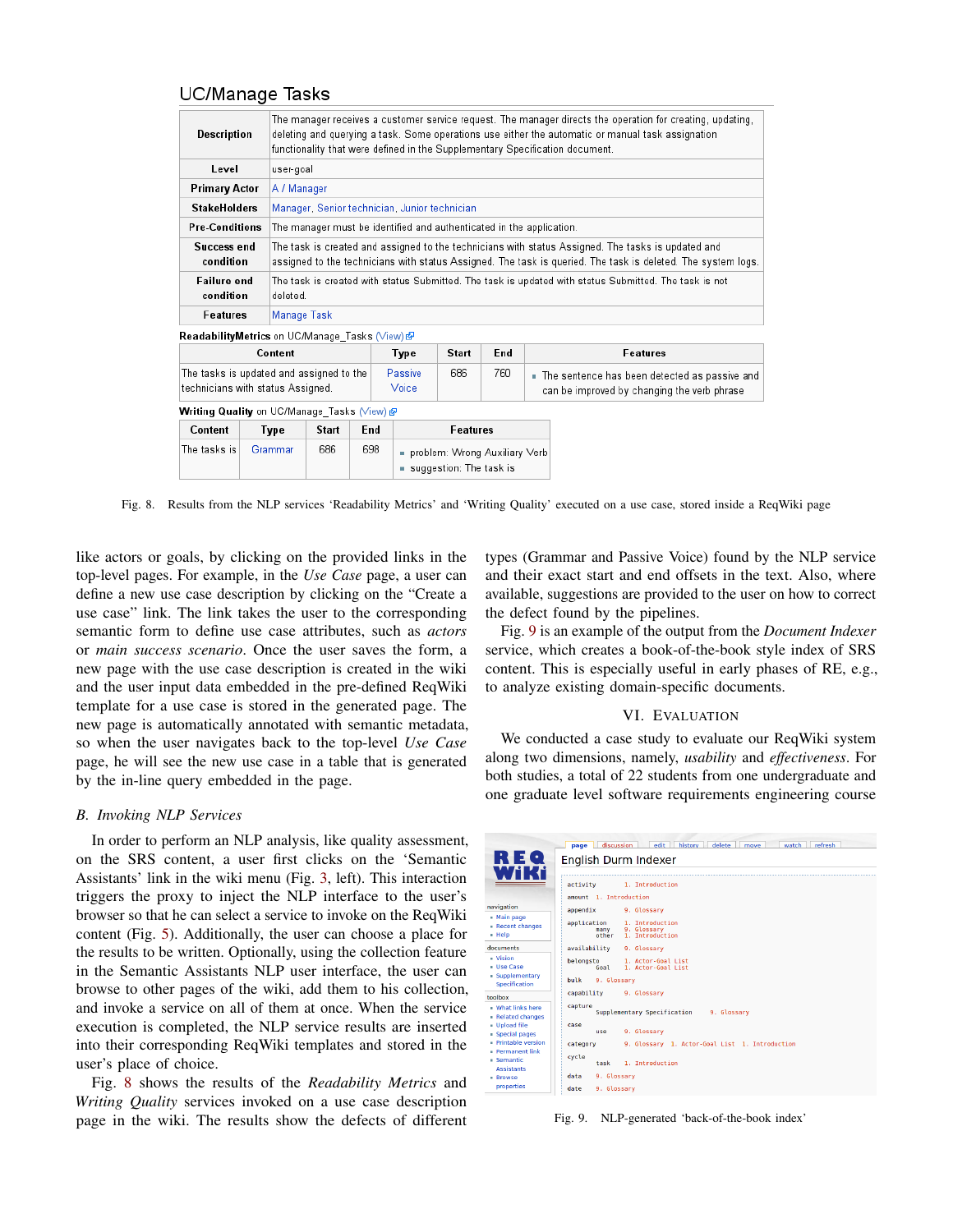## UC/Manage Tasks

| | |
|---|---|
| **Description** | The manager receives a customer service request. The manager directs the operation for creating, updating, deleting and querying a task. Some operations use either the automatic or manual task assignation functionality that were defined in the Supplementary Specification document. |
| **Level** | user-goal |
| **Primary Actor** | A / Manager |
| **StakeHolders** | Manager, Senior technician, Junior technician |
| **Pre-Conditions** | The manager must be identified and authenticated in the application. |
| **Success end condition** | The task is created and assigned to the technicians with status Assigned. The tasks is updated and assigned to the technicians with status Assigned. The task is queried. The task is deleted. The system logs. |
| **Failure end condition** | The task is created with status Submitted. The task is updated with status Submitted. The task is not deleted. |
| **Features** | Manage Task |

**ReadabilityMetrics** on UC/Manage_Tasks (View)

| Content | Type | Start | End | Features |
|---|---|---|---|---|
| The tasks is updated and assigned to the technicians with status Assigned. | Passive Voice | 686 | 760 | ▪ The sentence has been detected as passive and can be improved by changing the verb phrase |

**Writing Quality** on UC/Manage_Tasks (View)

| Content | Type | Start | End | Features |
|---|---|---|---|---|
| The tasks is | Grammar | 686 | 698 | ▪ problem: Wrong Auxiliary Verb ▪ suggestion: The task is |

Fig. 8. Results from the NLP services 'Readability Metrics' and 'Writing Quality' executed on a use case, stored inside a ReqWiki page

like actors or goals, by clicking on the provided links in the top-level pages. For example, in the *Use Case* page, a user can define a new use case description by clicking on the "Create a use case" link. The link takes the user to the corresponding semantic form to define use case attributes, such as *actors* or *main success scenario*. Once the user saves the form, a new page with the use case description is created in the wiki and the user input data embedded in the pre-defined ReqWiki template for a use case is stored in the generated page. The new page is automatically annotated with semantic metadata, so when the user navigates back to the top-level *Use Case* page, he will see the new use case in a table that is generated by the in-line query embedded in the page.

### B. Invoking NLP Services

In order to perform an NLP analysis, like quality assessment, on the SRS content, a user first clicks on the 'Semantic Assistants' link in the wiki menu (Fig. 3, left). This interaction triggers the proxy to inject the NLP interface to the user's browser so that he can select a service to invoke on the ReqWiki content (Fig. 5). Additionally, the user can choose a place for the results to be written. Optionally, using the collection feature in the Semantic Assistants NLP user interface, the user can browse to other pages of the wiki, add them to his collection, and invoke a service on all of them at once. When the service execution is completed, the NLP service results are inserted into their corresponding ReqWiki templates and stored in the user's place of choice.

Fig. 8 shows the results of the *Readability Metrics* and *Writing Quality* services invoked on a use case description page in the wiki. The results show the defects of different types (Grammar and Passive Voice) found by the NLP service and their exact start and end offsets in the text. Also, where available, suggestions are provided to the user on how to correct the defect found by the pipelines.

Fig. 9 is an example of the output from the *Document Indexer* service, which creates a book-of-the-book style index of SRS content. This is especially useful in early phases of RE, e.g., to analyze existing domain-specific documents.

## VI. Evaluation

We conducted a case study to evaluate our ReqWiki system along two dimensions, namely, *usability* and *effectiveness*. For both studies, a total of 22 students from one undergraduate and one graduate level software requirements engineering course

Fig. 9. NLP-generated 'back-of-the-book index'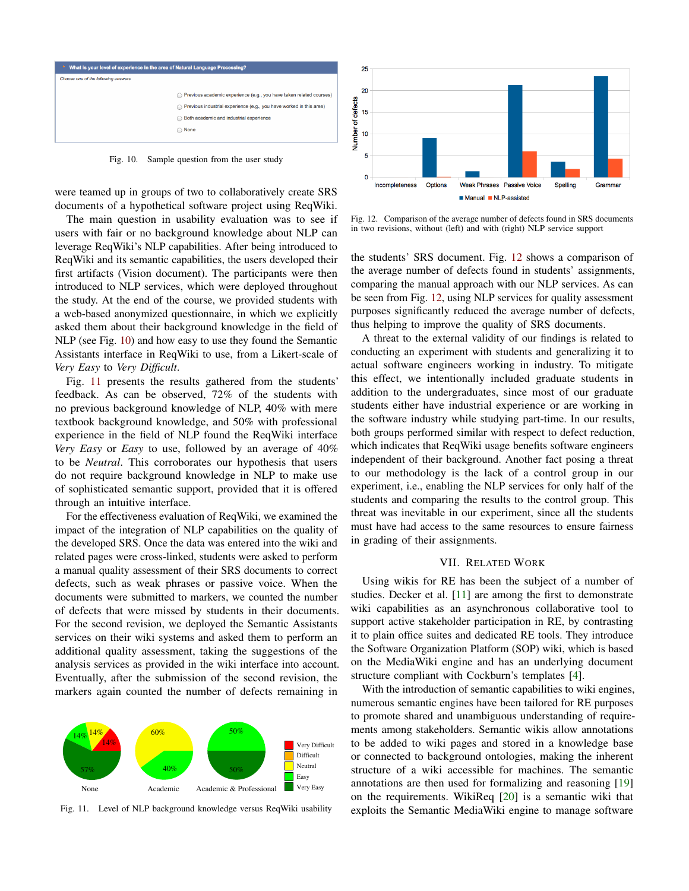What is your level of experience in the area of Natural Language Processing?

Choose one of the following answers

Previous academic experience (e.g., you have taken related courses)

Previous industrial experience (e.g., you have worked in this area)

Both academic and industrial experience

None

Fig. 10. Sample question from the user study

were teamed up in groups of two to collaboratively create SRS documents of a hypothetical software project using ReqWiki.

The main question in usability evaluation was to see if users with fair or no background knowledge about NLP can leverage ReqWiki's NLP capabilities. After being introduced to ReqWiki and its semantic capabilities, the users developed their first artifacts (Vision document). The participants were then introduced to NLP services, which were deployed throughout the study. At the end of the course, we provided students with a web-based anonymized questionnaire, in which we explicitly asked them about their background knowledge in the field of NLP (see Fig. 10) and how easy to use they found the Semantic Assistants interface in ReqWiki to use, from a Likert-scale of *Very Easy* to *Very Difficult*.

Fig. 11 presents the results gathered from the students' feedback. As can be observed, 72% of the students with no previous background knowledge of NLP, 40% with mere textbook background knowledge, and 50% with professional experience in the field of NLP found the ReqWiki interface *Very Easy* or *Easy* to use, followed by an average of 40% to be *Neutral*. This corroborates our hypothesis that users do not require background knowledge in NLP to make use of sophisticated semantic support, provided that it is offered through an intuitive interface.

For the effectiveness evaluation of ReqWiki, we examined the impact of the integration of NLP capabilities on the quality of the developed SRS. Once the data was entered into the wiki and related pages were cross-linked, students were asked to perform a manual quality assessment of their SRS documents to correct defects, such as weak phrases or passive voice. When the documents were submitted to markers, we counted the number of defects that were missed by students in their documents. For the second revision, we deployed the Semantic Assistants services on their wiki systems and asked them to perform an additional quality assessment, taking the suggestions of the analysis services as provided in the wiki interface into account. Eventually, after the submission of the second revision, the markers again counted the number of defects remaining in

14%
14%
14%
57%
None

60%
40%
Academic

50%
50%
Academic & Professional

Very Difficult
Difficult
Neutral
Easy
Very Easy

Fig. 11. Level of NLP background knowledge versus ReqWiki usability

Number of defects
0
5
10
15
20
25

Incompleteness
Options
Weak Phrases
Passive Voice
Spelling
Grammar

Manual
NLP-assisted

Fig. 12. Comparison of the average number of defects found in SRS documents in two revisions, without (left) and with (right) NLP service support

the students' SRS document. Fig. 12 shows a comparison of the average number of defects found in students' assignments, comparing the manual approach with our NLP services. As can be seen from Fig. 12, using NLP services for quality assessment purposes significantly reduced the average number of defects, thus helping to improve the quality of SRS documents.

A threat to the external validity of our findings is related to conducting an experiment with students and generalizing it to actual software engineers working in industry. To mitigate this effect, we intentionally included graduate students in addition to the undergraduates, since most of our graduate students either have industrial experience or are working in the software industry while studying part-time. In our results, both groups performed similar with respect to defect reduction, which indicates that ReqWiki usage benefits software engineers independent of their background. Another fact posing a threat to our methodology is the lack of a control group in our experiment, i.e., enabling the NLP services for only half of the students and comparing the results to the control group. This threat was inevitable in our experiment, since all the students must have had access to the same resources to ensure fairness in grading of their assignments.

## VII. Related Work

Using wikis for RE has been the subject of a number of studies. Decker et al. [11] are among the first to demonstrate wiki capabilities as an asynchronous collaborative tool to support active stakeholder participation in RE, by contrasting it to plain office suites and dedicated RE tools. They introduce the Software Organization Platform (SOP) wiki, which is based on the MediaWiki engine and has an underlying document structure compliant with Cockburn's templates [4].

With the introduction of semantic capabilities to wiki engines, numerous semantic engines have been tailored for RE purposes to promote shared and unambiguous understanding of requirements among stakeholders. Semantic wikis allow annotations to be added to wiki pages and stored in a knowledge base or connected to background ontologies, making the inherent structure of a wiki accessible for machines. The semantic annotations are then used for formalizing and reasoning [19] on the requirements. WikiReq [20] is a semantic wiki that exploits the Semantic MediaWiki engine to manage software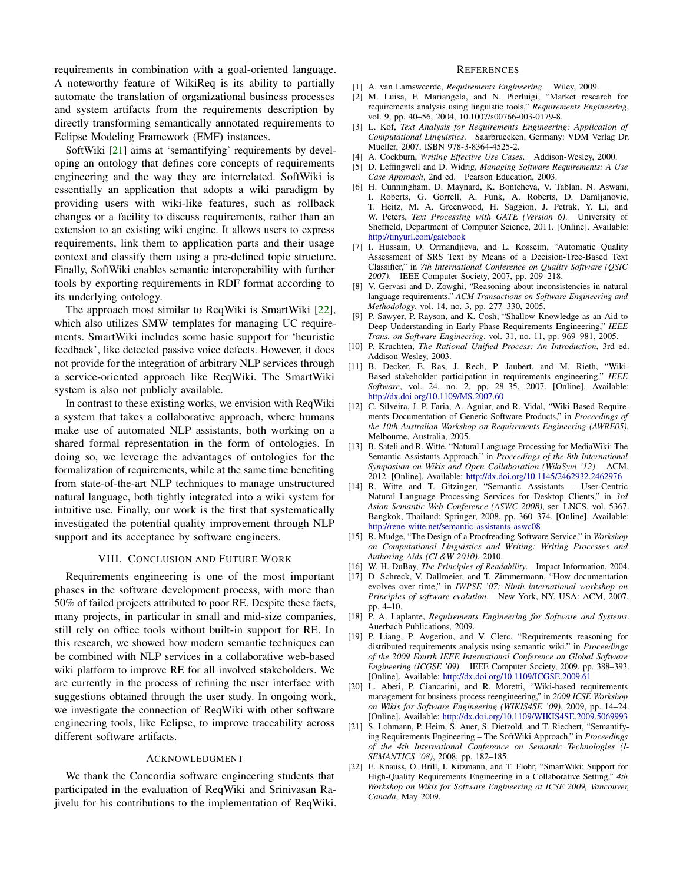requirements in combination with a goal-oriented language. A noteworthy feature of WikiReq is its ability to partially automate the translation of organizational business processes and system artifacts from the requirements description by directly transforming semantically annotated requirements to Eclipse Modeling Framework (EMF) instances.

SoftWiki [21] aims at 'semantifying' requirements by developing an ontology that defines core concepts of requirements engineering and the way they are interrelated. SoftWiki is essentially an application that adopts a wiki paradigm by providing users with wiki-like features, such as rollback changes or a facility to discuss requirements, rather than an extension to an existing wiki engine. It allows users to express requirements, link them to application parts and their usage context and classify them using a pre-defined topic structure. Finally, SoftWiki enables semantic interoperability with further tools by exporting requirements in RDF format according to its underlying ontology.

The approach most similar to ReqWiki is SmartWiki [22], which also utilizes SMW templates for managing UC requirements. SmartWiki includes some basic support for 'heuristic feedback', like detected passive voice defects. However, it does not provide for the integration of arbitrary NLP services through a service-oriented approach like ReqWiki. The SmartWiki system is also not publicly available.

In contrast to these existing works, we envision with ReqWiki a system that takes a collaborative approach, where humans make use of automated NLP assistants, both working on a shared formal representation in the form of ontologies. In doing so, we leverage the advantages of ontologies for the formalization of requirements, while at the same time benefiting from state-of-the-art NLP techniques to manage unstructured natural language, both tightly integrated into a wiki system for intuitive use. Finally, our work is the first that systematically investigated the potential quality improvement through NLP support and its acceptance by software engineers.

## VIII. Conclusion and Future Work

Requirements engineering is one of the most important phases in the software development process, with more than 50% of failed projects attributed to poor RE. Despite these facts, many projects, in particular in small and mid-size companies, still rely on office tools without built-in support for RE. In this research, we showed how modern semantic techniques can be combined with NLP services in a collaborative web-based wiki platform to improve RE for all involved stakeholders. We are currently in the process of refining the user interface with suggestions obtained through the user study. In ongoing work, we investigate the connection of ReqWiki with other software engineering tools, like Eclipse, to improve traceability across different software artifacts.

## Acknowledgment

We thank the Concordia software engineering students that participated in the evaluation of ReqWiki and Srinivasan Rajivelu for his contributions to the implementation of ReqWiki.

## References

[1] A. van Lamsweerde, *Requirements Engineering*. Wiley, 2009.

[2] M. Luisa, F. Mariangela, and N. Pierluigi, "Market research for requirements analysis using linguistic tools," *Requirements Engineering*, vol. 9, pp. 40–56, 2004, 10.1007/s00766-003-0179-8.

[3] L. Kof, *Text Analysis for Requirements Engineering: Application of Computational Linguistics*. Saarbruecken, Germany: VDM Verlag Dr. Mueller, 2007, ISBN 978-3-8364-4525-2.

[4] A. Cockburn, *Writing Effective Use Cases*. Addison-Wesley, 2000.

[5] D. Leffingwell and D. Widrig, *Managing Software Requirements: A Use Case Approach*, 2nd ed. Pearson Education, 2003.

[6] H. Cunningham, D. Maynard, K. Bontcheva, V. Tablan, N. Aswani, I. Roberts, G. Gorrell, A. Funk, A. Roberts, D. Damljanovic, T. Heitz, M. A. Greenwood, H. Saggion, J. Petrak, Y. Li, and W. Peters, *Text Processing with GATE (Version 6)*. University of Sheffield, Department of Computer Science, 2011. [Online]. Available: http://tinyurl.com/gatebook

[7] I. Hussain, O. Ormandjieva, and L. Kosseim, "Automatic Quality Assessment of SRS Text by Means of a Decision-Tree-Based Text Classifier," in *7th International Conference on Quality Software (QSIC 2007)*. IEEE Computer Society, 2007, pp. 209–218.

[8] V. Gervasi and D. Zowghi, "Reasoning about inconsistencies in natural language requirements," *ACM Transactions on Software Engineering and Methodology*, vol. 14, no. 3, pp. 277–330, 2005.

[9] P. Sawyer, P. Rayson, and K. Cosh, "Shallow Knowledge as an Aid to Deep Understanding in Early Phase Requirements Engineering," *IEEE Trans. on Software Engineering*, vol. 31, no. 11, pp. 969–981, 2005.

[10] P. Kruchten, *The Rational Unified Process: An Introduction*, 3rd ed. Addison-Wesley, 2003.

[11] B. Decker, E. Ras, J. Rech, P. Jaubert, and M. Rieth, "Wiki-Based stakeholder participation in requirements engineering," *IEEE Software*, vol. 24, no. 2, pp. 28–35, 2007. [Online]. Available: http://dx.doi.org/10.1109/MS.2007.60

[12] C. Silveira, J. P. Faria, A. Aguiar, and R. Vidal, "Wiki-Based Requirements Documentation of Generic Software Products," in *Proceedings of the 10th Australian Workshop on Requirements Engineering (AWRE05)*, Melbourne, Australia, 2005.

[13] B. Sateli and R. Witte, "Natural Language Processing for MediaWiki: The Semantic Assistants Approach," in *Proceedings of the 8th International Symposium on Wikis and Open Collaboration (WikiSym '12)*. ACM, 2012. [Online]. Available: http://dx.doi.org/10.1145/2462932.2462976

[14] R. Witte and T. Gitzinger, "Semantic Assistants – User-Centric Natural Language Processing Services for Desktop Clients," in *3rd Asian Semantic Web Conference (ASWC 2008)*, ser. LNCS, vol. 5367. Bangkok, Thailand: Springer, 2008, pp. 360–374. [Online]. Available: http://rene-witte.net/semantic-assistants-aswc08

[15] R. Mudge, "The Design of a Proofreading Software Service," in *Workshop on Computational Linguistics and Writing: Writing Processes and Authoring Aids (CL&W 2010)*, 2010.

[16] W. H. DuBay, *The Principles of Readability*. Impact Information, 2004.

[17] D. Schreck, V. Dallmeier, and T. Zimmermann, "How documentation evolves over time," in *IWPSE '07: Ninth international workshop on Principles of software evolution*. New York, NY, USA: ACM, 2007, pp. 4–10.

[18] P. A. Laplante, *Requirements Engineering for Software and Systems*. Auerbach Publications, 2009.

[19] P. Liang, P. Avgeriou, and V. Clerc, "Requirements reasoning for distributed requirements analysis using semantic wiki," in *Proceedings of the 2009 Fourth IEEE International Conference on Global Software Engineering (ICGSE '09)*. IEEE Computer Society, 2009, pp. 388–393. [Online]. Available: http://dx.doi.org/10.1109/ICGSE.2009.61

[20] L. Abeti, P. Ciancarini, and R. Moretti, "Wiki-based requirements management for business process reengineering," in *2009 ICSE Workshop on Wikis for Software Engineering (WIKIS4SE '09)*, 2009, pp. 14–24. [Online]. Available: http://dx.doi.org/10.1109/WIKIS4SE.2009.5069993

[21] S. Lohmann, P. Heim, S. Auer, S. Dietzold, and T. Riechert, "Semantifying Requirements Engineering – The SoftWiki Approach," in *Proceedings of the 4th International Conference on Semantic Technologies (I-SEMANTICS '08)*, 2008, pp. 182–185.

[22] E. Knauss, O. Brill, I. Kitzmann, and T. Flohr, "SmartWiki: Support for High-Quality Requirements Engineering in a Collaborative Setting," *4th Workshop on Wikis for Software Engineering at ICSE 2009, Vancouver, Canada*, May 2009.